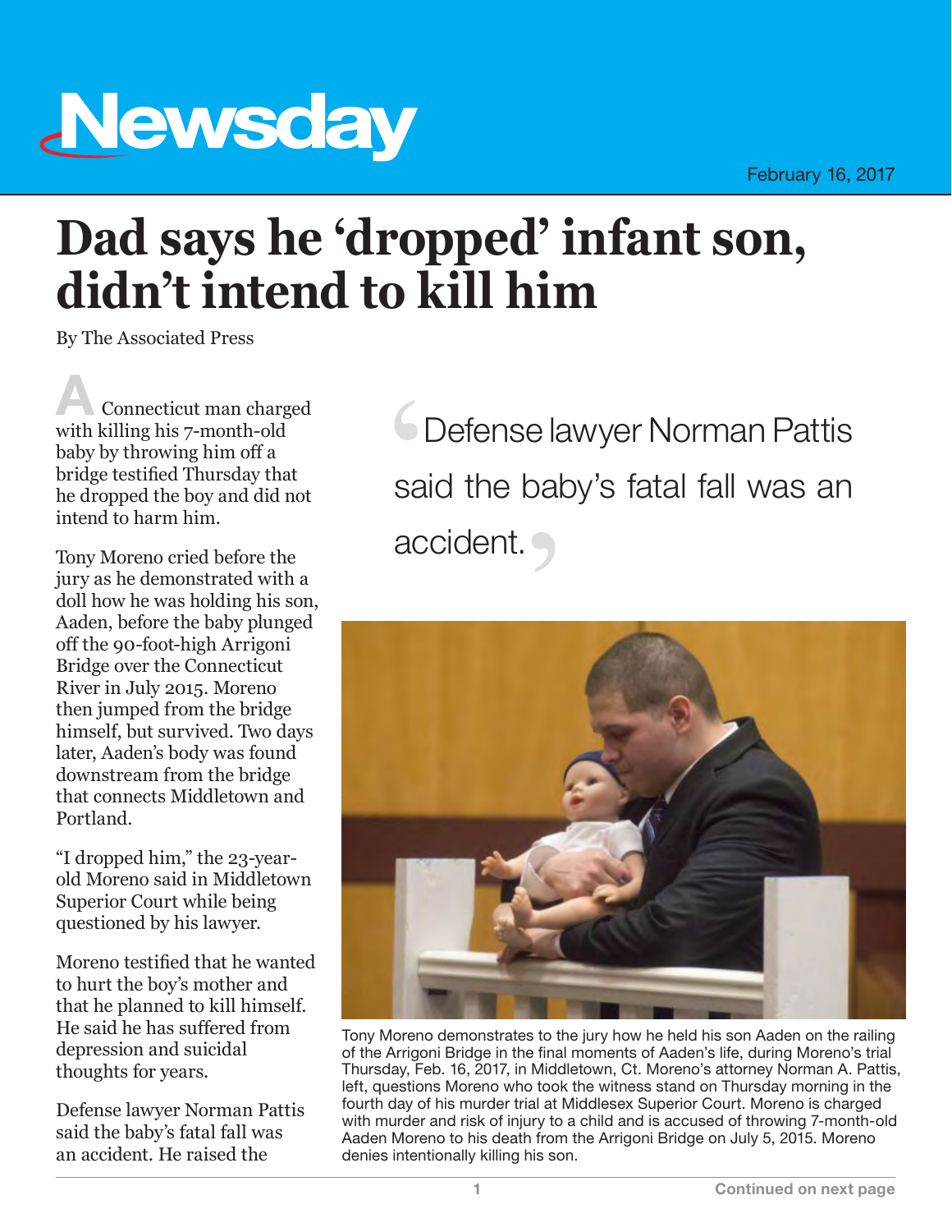# Dad says he 'dropped' infant son, didn't intend to kill him

By The Associated Press

A Connecticut man charged with killing his 7-month-old baby by throwing him off a bridge testified Thursday that he dropped the boy and did not intend to harm him.

Tony Moreno cried before the jury as he demonstrated with a doll how he was holding his son, Aaden, before the baby plunged off the 90-foot-high Arrigoni Bridge over the Connecticut River in July 2015. Moreno then jumped from the bridge himself, but survived. Two days later, Aaden's body was found downstream from the bridge that connects Middletown and Portland.

"I dropped him," the 23-year-old Moreno said in Middletown Superior Court while being questioned by his lawyer.

Moreno testified that he wanted to hurt the boy's mother and that he planned to kill himself. He said he has suffered from depression and suicidal thoughts for years.

Defense lawyer Norman Pattis said the baby's fatal fall was an accident. He raised the

> Defense lawyer Norman Pattis said the baby's fatal fall was an accident.

Tony Moreno demonstrates to the jury how he held his son Aaden on the railing of the Arrigoni Bridge in the final moments of Aaden's life, during Moreno's trial Thursday, Feb. 16, 2017, in Middletown, Ct. Moreno's attorney Norman A. Pattis, left, questions Moreno who took the witness stand on Thursday morning in the fourth day of his murder trial at Middlesex Superior Court. Moreno is charged with murder and risk of injury to a child and is accused of throwing 7-month-old Aaden Moreno to his death from the Arrigoni Bridge on July 5, 2015. Moreno denies intentionally killing his son.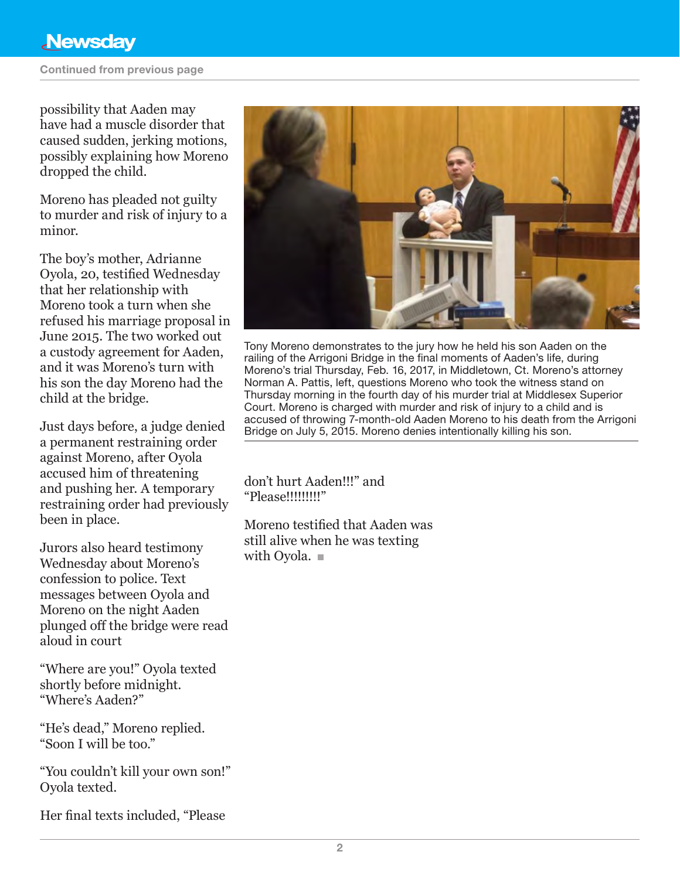Continued from previous page

possibility that Aaden may have had a muscle disorder that caused sudden, jerking motions, possibly explaining how Moreno dropped the child.

Moreno has pleaded not guilty to murder and risk of injury to a minor.

The boy's mother, Adrianne Oyola, 20, testified Wednesday that her relationship with Moreno took a turn when she refused his marriage proposal in June 2015. The two worked out a custody agreement for Aaden, and it was Moreno's turn with his son the day Moreno had the child at the bridge.

Just days before, a judge denied a permanent restraining order against Moreno, after Oyola accused him of threatening and pushing her. A temporary restraining order had previously been in place.

Jurors also heard testimony Wednesday about Moreno's confession to police. Text messages between Oyola and Moreno on the night Aaden plunged off the bridge were read aloud in court

"Where are you!" Oyola texted shortly before midnight. "Where's Aaden?"

"He's dead," Moreno replied. "Soon I will be too."

"You couldn't kill your own son!" Oyola texted.

Her final texts included, "Please don't hurt Aaden!!!" and "Please!!!!!!!!!"

Moreno testified that Aaden was still alive when he was texting with Oyola.

Tony Moreno demonstrates to the jury how he held his son Aaden on the railing of the Arrigoni Bridge in the final moments of Aaden's life, during Moreno's trial Thursday, Feb. 16, 2017, in Middletown, Ct. Moreno's attorney Norman A. Pattis, left, questions Moreno who took the witness stand on Thursday morning in the fourth day of his murder trial at Middlesex Superior Court. Moreno is charged with murder and risk of injury to a child and is accused of throwing 7-month-old Aaden Moreno to his death from the Arrigoni Bridge on July 5, 2015. Moreno denies intentionally killing his son.